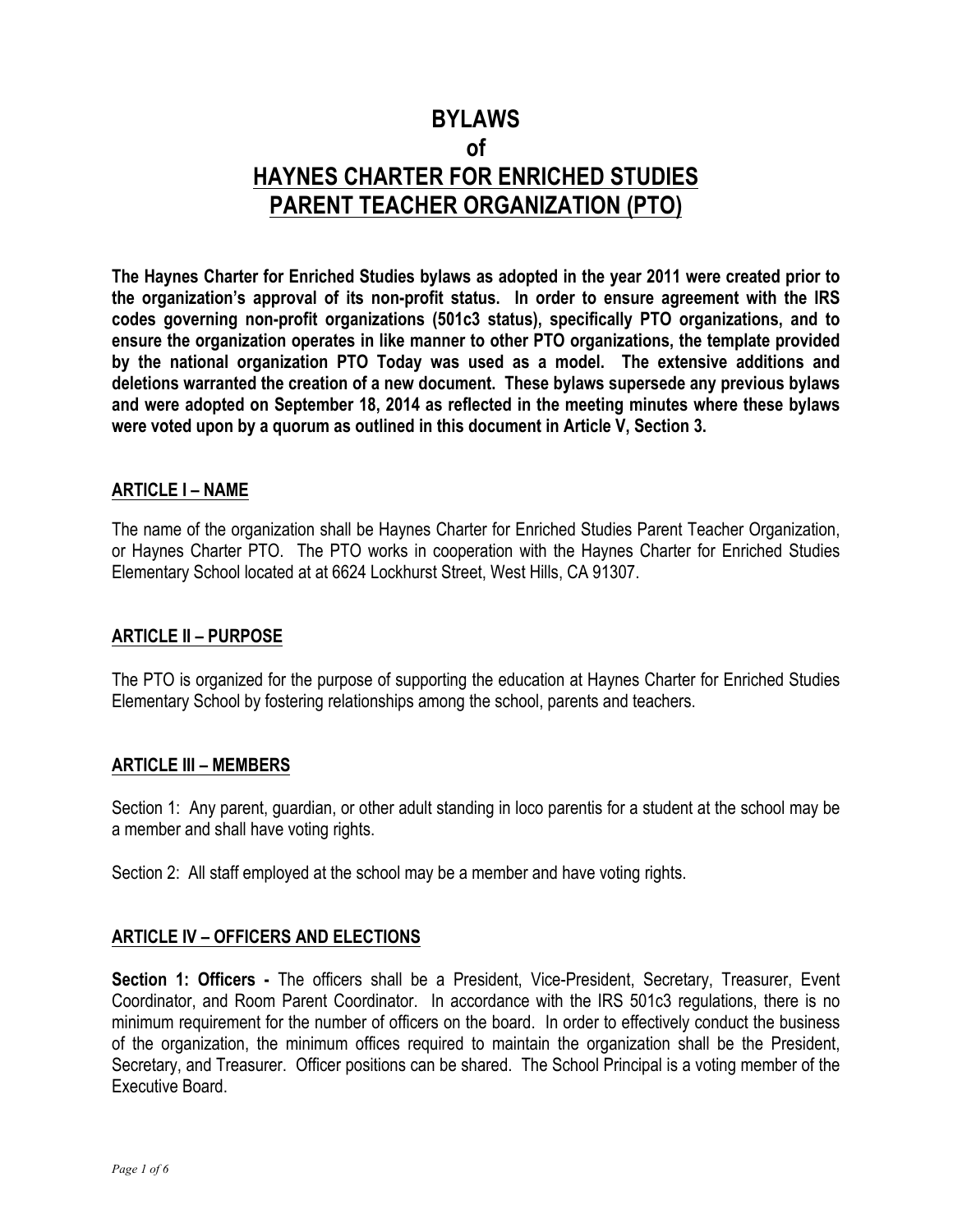# BYLAWS
# of
# HAYNES CHARTER FOR ENRICHED STUDIES PARENT TEACHER ORGANIZATION (PTO)

**The Haynes Charter for Enriched Studies bylaws as adopted in the year 2011 were created prior to the organization's approval of its non-profit status. In order to ensure agreement with the IRS codes governing non-profit organizations (501c3 status), specifically PTO organizations, and to ensure the organization operates in like manner to other PTO organizations, the template provided by the national organization PTO Today was used as a model. The extensive additions and deletions warranted the creation of a new document. These bylaws supersede any previous bylaws and were adopted on September 18, 2014 as reflected in the meeting minutes where these bylaws were voted upon by a quorum as outlined in this document in Article V, Section 3.**

## ARTICLE I – NAME

The name of the organization shall be Haynes Charter for Enriched Studies Parent Teacher Organization, or Haynes Charter PTO. The PTO works in cooperation with the Haynes Charter for Enriched Studies Elementary School located at at 6624 Lockhurst Street, West Hills, CA 91307.

## ARTICLE II – PURPOSE

The PTO is organized for the purpose of supporting the education at Haynes Charter for Enriched Studies Elementary School by fostering relationships among the school, parents and teachers.

## ARTICLE III – MEMBERS

Section 1: Any parent, guardian, or other adult standing in loco parentis for a student at the school may be a member and shall have voting rights.

Section 2: All staff employed at the school may be a member and have voting rights.

## ARTICLE IV – OFFICERS AND ELECTIONS

**Section 1: Officers -** The officers shall be a President, Vice-President, Secretary, Treasurer, Event Coordinator, and Room Parent Coordinator. In accordance with the IRS 501c3 regulations, there is no minimum requirement for the number of officers on the board. In order to effectively conduct the business of the organization, the minimum offices required to maintain the organization shall be the President, Secretary, and Treasurer. Officer positions can be shared. The School Principal is a voting member of the Executive Board.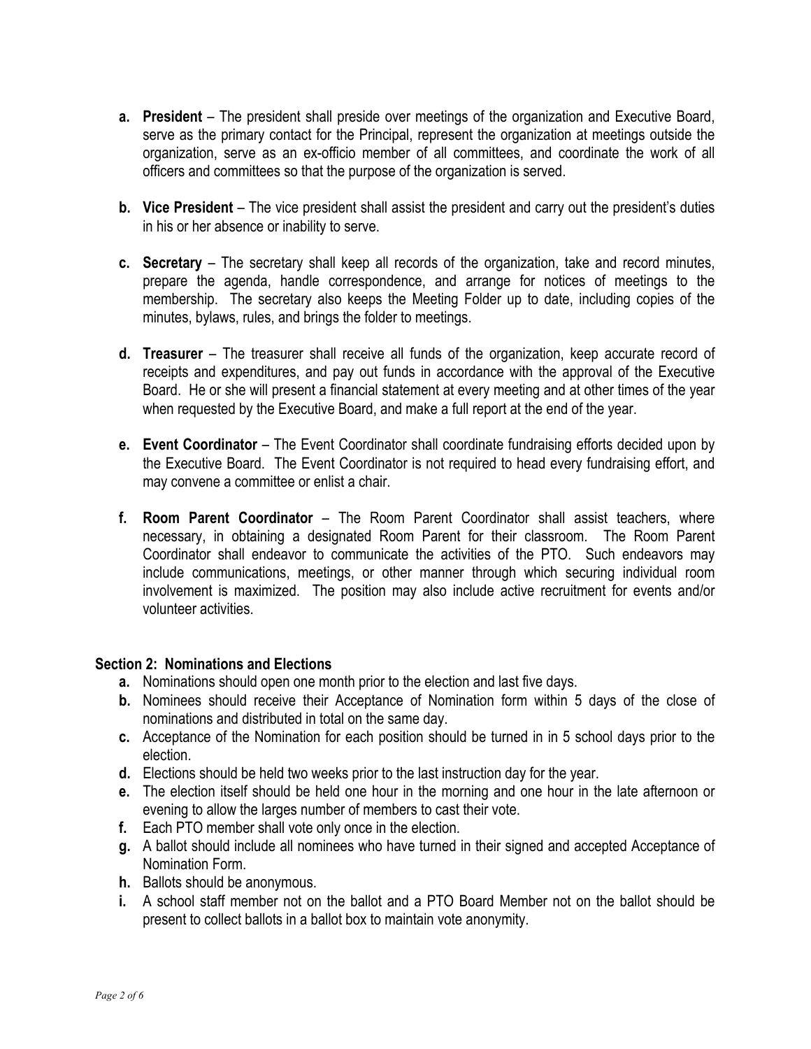- **a. President** – The president shall preside over meetings of the organization and Executive Board, serve as the primary contact for the Principal, represent the organization at meetings outside the organization, serve as an ex-officio member of all committees, and coordinate the work of all officers and committees so that the purpose of the organization is served.

- **b. Vice President** – The vice president shall assist the president and carry out the president's duties in his or her absence or inability to serve.

- **c. Secretary** – The secretary shall keep all records of the organization, take and record minutes, prepare the agenda, handle correspondence, and arrange for notices of meetings to the membership. The secretary also keeps the Meeting Folder up to date, including copies of the minutes, bylaws, rules, and brings the folder to meetings.

- **d. Treasurer** – The treasurer shall receive all funds of the organization, keep accurate record of receipts and expenditures, and pay out funds in accordance with the approval of the Executive Board. He or she will present a financial statement at every meeting and at other times of the year when requested by the Executive Board, and make a full report at the end of the year.

- **e. Event Coordinator** – The Event Coordinator shall coordinate fundraising efforts decided upon by the Executive Board. The Event Coordinator is not required to head every fundraising effort, and may convene a committee or enlist a chair.

- **f. Room Parent Coordinator** – The Room Parent Coordinator shall assist teachers, where necessary, in obtaining a designated Room Parent for their classroom. The Room Parent Coordinator shall endeavor to communicate the activities of the PTO. Such endeavors may include communications, meetings, or other manner through which securing individual room involvement is maximized. The position may also include active recruitment for events and/or volunteer activities.

**Section 2: Nominations and Elections**

- **a.** Nominations should open one month prior to the election and last five days.
- **b.** Nominees should receive their Acceptance of Nomination form within 5 days of the close of nominations and distributed in total on the same day.
- **c.** Acceptance of the Nomination for each position should be turned in in 5 school days prior to the election.
- **d.** Elections should be held two weeks prior to the last instruction day for the year.
- **e.** The election itself should be held one hour in the morning and one hour in the late afternoon or evening to allow the larges number of members to cast their vote.
- **f.** Each PTO member shall vote only once in the election.
- **g.** A ballot should include all nominees who have turned in their signed and accepted Acceptance of Nomination Form.
- **h.** Ballots should be anonymous.
- **i.** A school staff member not on the ballot and a PTO Board Member not on the ballot should be present to collect ballots in a ballot box to maintain vote anonymity.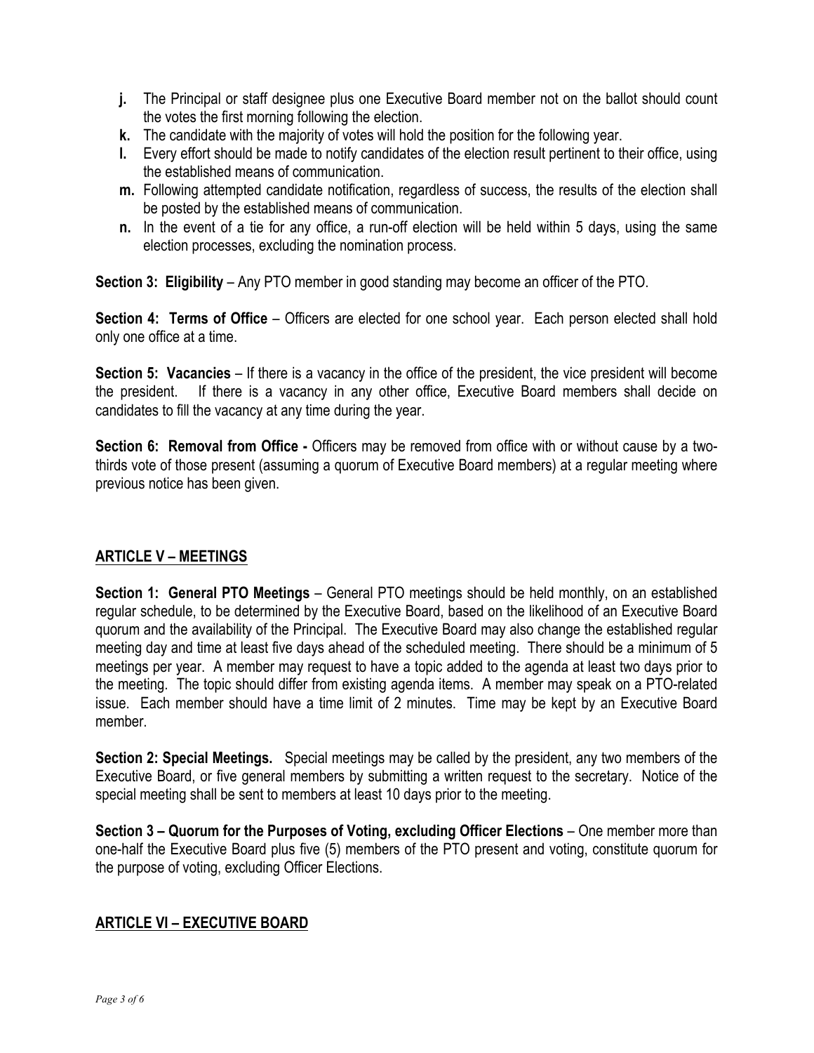- **j.** The Principal or staff designee plus one Executive Board member not on the ballot should count the votes the first morning following the election.
- **k.** The candidate with the majority of votes will hold the position for the following year.
- **l.** Every effort should be made to notify candidates of the election result pertinent to their office, using the established means of communication.
- **m.** Following attempted candidate notification, regardless of success, the results of the election shall be posted by the established means of communication.
- **n.** In the event of a tie for any office, a run-off election will be held within 5 days, using the same election processes, excluding the nomination process.

**Section 3: Eligibility** – Any PTO member in good standing may become an officer of the PTO.

**Section 4: Terms of Office** – Officers are elected for one school year. Each person elected shall hold only one office at a time.

**Section 5: Vacancies** – If there is a vacancy in the office of the president, the vice president will become the president. If there is a vacancy in any other office, Executive Board members shall decide on candidates to fill the vacancy at any time during the year.

**Section 6: Removal from Office -** Officers may be removed from office with or without cause by a two-thirds vote of those present (assuming a quorum of Executive Board members) at a regular meeting where previous notice has been given.

## ARTICLE V – MEETINGS

**Section 1: General PTO Meetings** – General PTO meetings should be held monthly, on an established regular schedule, to be determined by the Executive Board, based on the likelihood of an Executive Board quorum and the availability of the Principal. The Executive Board may also change the established regular meeting day and time at least five days ahead of the scheduled meeting. There should be a minimum of 5 meetings per year. A member may request to have a topic added to the agenda at least two days prior to the meeting. The topic should differ from existing agenda items. A member may speak on a PTO-related issue. Each member should have a time limit of 2 minutes. Time may be kept by an Executive Board member.

**Section 2: Special Meetings.** Special meetings may be called by the president, any two members of the Executive Board, or five general members by submitting a written request to the secretary. Notice of the special meeting shall be sent to members at least 10 days prior to the meeting.

**Section 3 – Quorum for the Purposes of Voting, excluding Officer Elections** – One member more than one-half the Executive Board plus five (5) members of the PTO present and voting, constitute quorum for the purpose of voting, excluding Officer Elections.

## ARTICLE VI – EXECUTIVE BOARD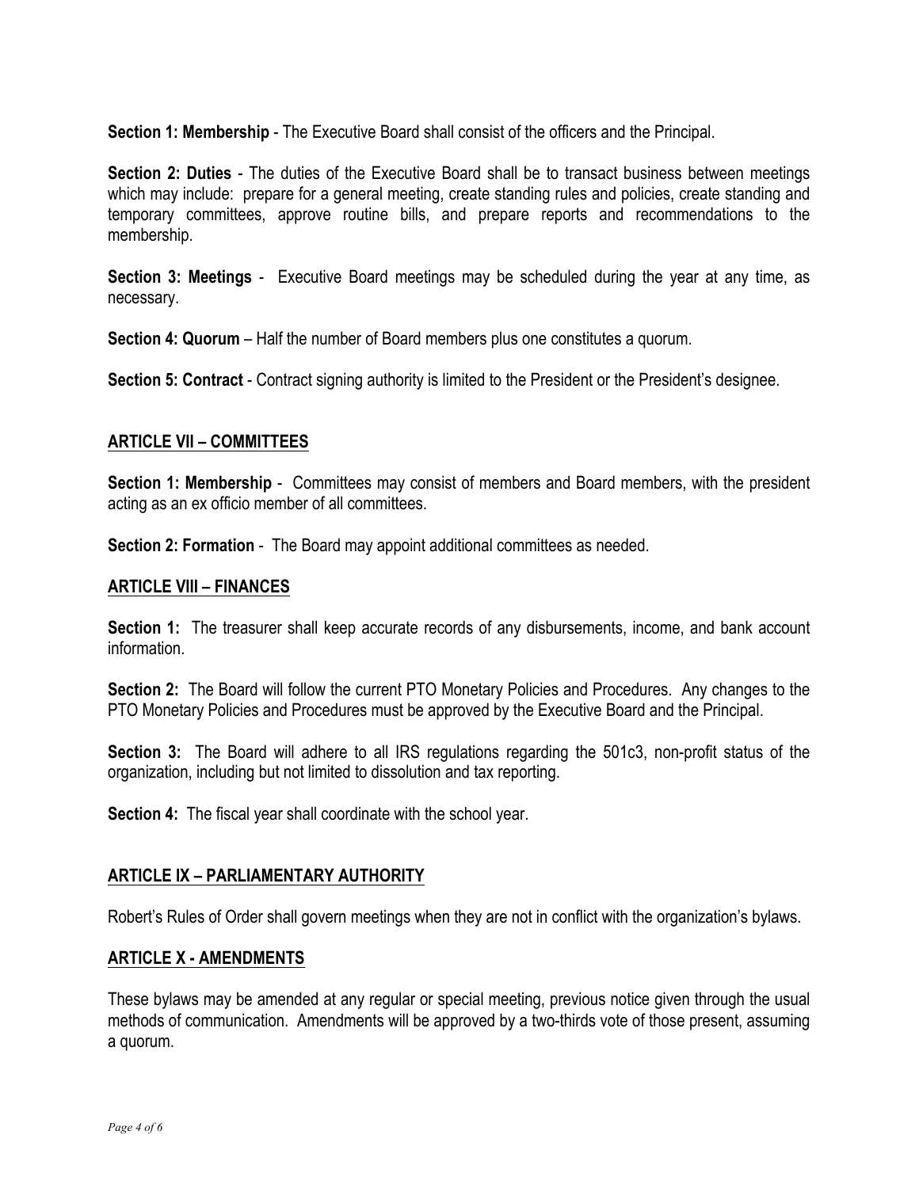**Section 1: Membership** - The Executive Board shall consist of the officers and the Principal.

**Section 2: Duties** - The duties of the Executive Board shall be to transact business between meetings which may include: prepare for a general meeting, create standing rules and policies, create standing and temporary committees, approve routine bills, and prepare reports and recommendations to the membership.

**Section 3: Meetings** - Executive Board meetings may be scheduled during the year at any time, as necessary.

**Section 4: Quorum** – Half the number of Board members plus one constitutes a quorum.

**Section 5: Contract** - Contract signing authority is limited to the President or the President's designee.

## ARTICLE VII – COMMITTEES

**Section 1: Membership** - Committees may consist of members and Board members, with the president acting as an ex officio member of all committees.

**Section 2: Formation** - The Board may appoint additional committees as needed.

## ARTICLE VIII – FINANCES

**Section 1:** The treasurer shall keep accurate records of any disbursements, income, and bank account information.

**Section 2:** The Board will follow the current PTO Monetary Policies and Procedures. Any changes to the PTO Monetary Policies and Procedures must be approved by the Executive Board and the Principal.

**Section 3:** The Board will adhere to all IRS regulations regarding the 501c3, non-profit status of the organization, including but not limited to dissolution and tax reporting.

**Section 4:** The fiscal year shall coordinate with the school year.

## ARTICLE IX – PARLIAMENTARY AUTHORITY

Robert's Rules of Order shall govern meetings when they are not in conflict with the organization's bylaws.

## ARTICLE X - AMENDMENTS

These bylaws may be amended at any regular or special meeting, previous notice given through the usual methods of communication. Amendments will be approved by a two-thirds vote of those present, assuming a quorum.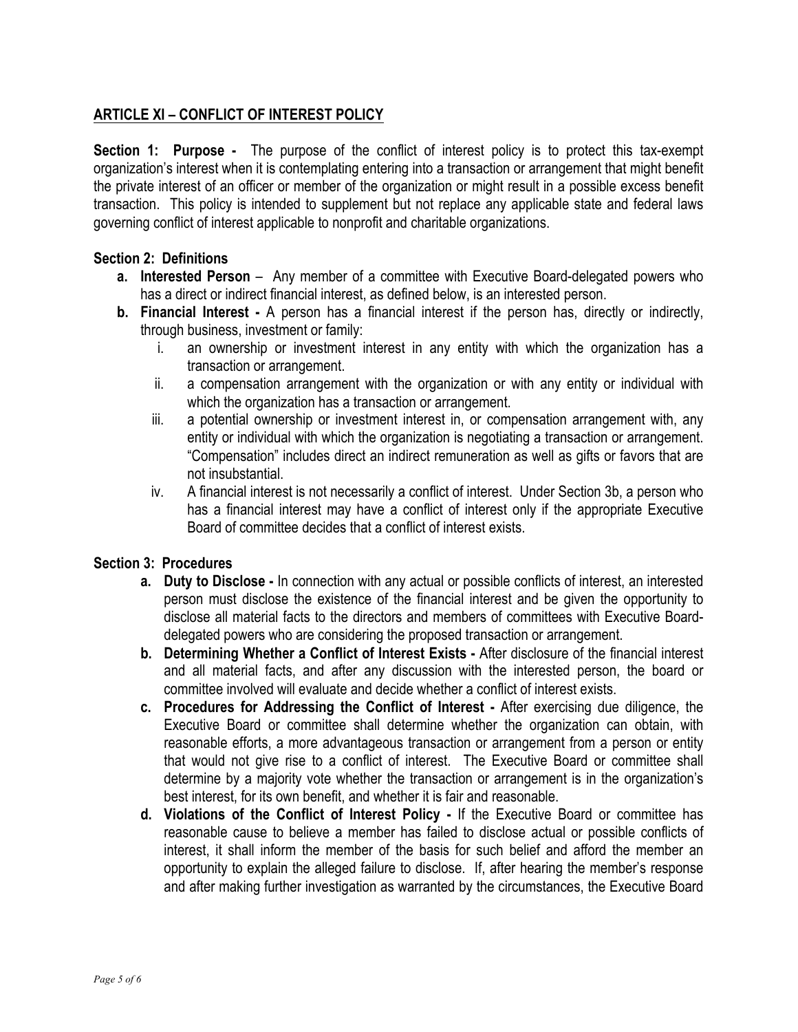## ARTICLE XI – CONFLICT OF INTEREST POLICY

**Section 1: Purpose -** The purpose of the conflict of interest policy is to protect this tax-exempt organization's interest when it is contemplating entering into a transaction or arrangement that might benefit the private interest of an officer or member of the organization or might result in a possible excess benefit transaction. This policy is intended to supplement but not replace any applicable state and federal laws governing conflict of interest applicable to nonprofit and charitable organizations.

**Section 2: Definitions**

- **a. Interested Person** – Any member of a committee with Executive Board-delegated powers who has a direct or indirect financial interest, as defined below, is an interested person.
- **b. Financial Interest -** A person has a financial interest if the person has, directly or indirectly, through business, investment or family:
    - i. an ownership or investment interest in any entity with which the organization has a transaction or arrangement.
    - ii. a compensation arrangement with the organization or with any entity or individual with which the organization has a transaction or arrangement.
    - iii. a potential ownership or investment interest in, or compensation arrangement with, any entity or individual with which the organization is negotiating a transaction or arrangement. "Compensation" includes direct an indirect remuneration as well as gifts or favors that are not insubstantial.
    - iv. A financial interest is not necessarily a conflict of interest. Under Section 3b, a person who has a financial interest may have a conflict of interest only if the appropriate Executive Board of committee decides that a conflict of interest exists.

**Section 3: Procedures**

- **a. Duty to Disclose -** In connection with any actual or possible conflicts of interest, an interested person must disclose the existence of the financial interest and be given the opportunity to disclose all material facts to the directors and members of committees with Executive Board-delegated powers who are considering the proposed transaction or arrangement.
- **b. Determining Whether a Conflict of Interest Exists -** After disclosure of the financial interest and all material facts, and after any discussion with the interested person, the board or committee involved will evaluate and decide whether a conflict of interest exists.
- **c. Procedures for Addressing the Conflict of Interest -** After exercising due diligence, the Executive Board or committee shall determine whether the organization can obtain, with reasonable efforts, a more advantageous transaction or arrangement from a person or entity that would not give rise to a conflict of interest. The Executive Board or committee shall determine by a majority vote whether the transaction or arrangement is in the organization's best interest, for its own benefit, and whether it is fair and reasonable.
- **d. Violations of the Conflict of Interest Policy -** If the Executive Board or committee has reasonable cause to believe a member has failed to disclose actual or possible conflicts of interest, it shall inform the member of the basis for such belief and afford the member an opportunity to explain the alleged failure to disclose. If, after hearing the member's response and after making further investigation as warranted by the circumstances, the Executive Board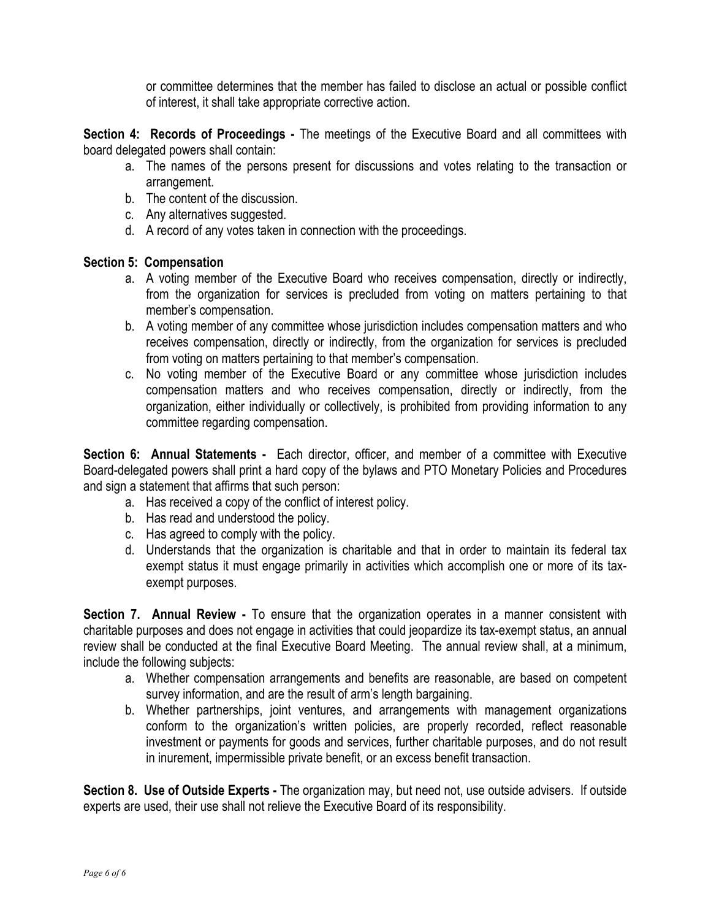or committee determines that the member has failed to disclose an actual or possible conflict of interest, it shall take appropriate corrective action.

**Section 4: Records of Proceedings -** The meetings of the Executive Board and all committees with board delegated powers shall contain:

a. The names of the persons present for discussions and votes relating to the transaction or arrangement.
b. The content of the discussion.
c. Any alternatives suggested.
d. A record of any votes taken in connection with the proceedings.

**Section 5: Compensation**

a. A voting member of the Executive Board who receives compensation, directly or indirectly, from the organization for services is precluded from voting on matters pertaining to that member's compensation.
b. A voting member of any committee whose jurisdiction includes compensation matters and who receives compensation, directly or indirectly, from the organization for services is precluded from voting on matters pertaining to that member's compensation.
c. No voting member of the Executive Board or any committee whose jurisdiction includes compensation matters and who receives compensation, directly or indirectly, from the organization, either individually or collectively, is prohibited from providing information to any committee regarding compensation.

**Section 6: Annual Statements -** Each director, officer, and member of a committee with Executive Board-delegated powers shall print a hard copy of the bylaws and PTO Monetary Policies and Procedures and sign a statement that affirms that such person:

a. Has received a copy of the conflict of interest policy.
b. Has read and understood the policy.
c. Has agreed to comply with the policy.
d. Understands that the organization is charitable and that in order to maintain its federal tax exempt status it must engage primarily in activities which accomplish one or more of its tax-exempt purposes.

**Section 7. Annual Review -** To ensure that the organization operates in a manner consistent with charitable purposes and does not engage in activities that could jeopardize its tax-exempt status, an annual review shall be conducted at the final Executive Board Meeting. The annual review shall, at a minimum, include the following subjects:

a. Whether compensation arrangements and benefits are reasonable, are based on competent survey information, and are the result of arm's length bargaining.
b. Whether partnerships, joint ventures, and arrangements with management organizations conform to the organization's written policies, are properly recorded, reflect reasonable investment or payments for goods and services, further charitable purposes, and do not result in inurement, impermissible private benefit, or an excess benefit transaction.

**Section 8. Use of Outside Experts -** The organization may, but need not, use outside advisers. If outside experts are used, their use shall not relieve the Executive Board of its responsibility.